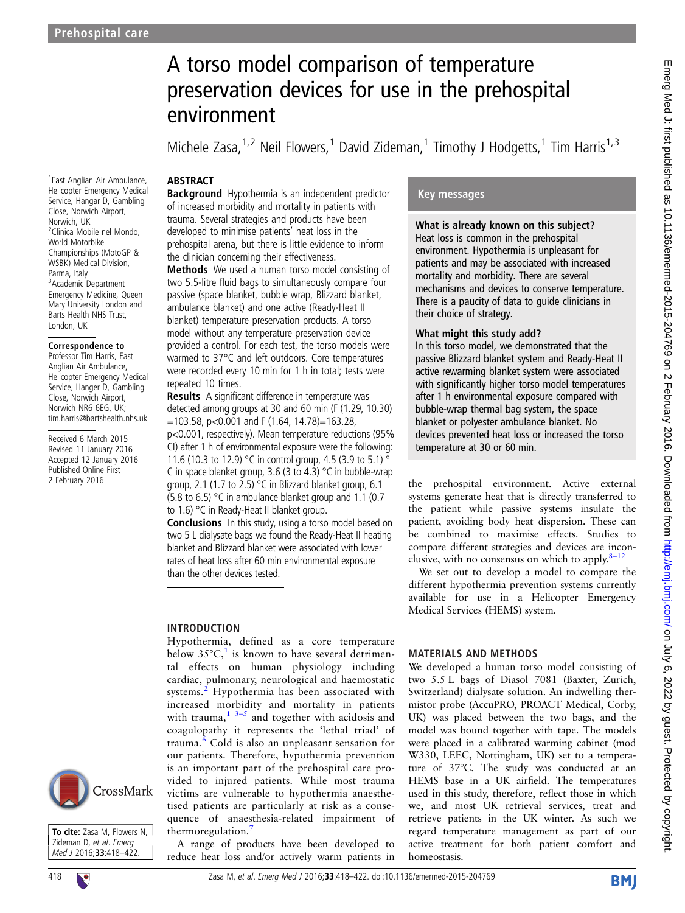# A torso model comparison of temperature preservation devices for use in the prehospital environment

Michele Zasa,[1,2] Neil Flowers,[1] David Zideman,[1] Timothy J Hodgetts,[1] Tim Harris[1,3]

[1]East Anglian Air Ambulance, Helicopter Emergency Medical Service, Hangar D, Gambling Close, Norwich Airport, Norwich, UK
[2]Clinica Mobile nel Mondo, World Motorbike Championships (MotoGP & WSBK) Medical Division, Parma, Italy
[3]Academic Department Emergency Medicine, Queen Mary University London and Barts Health NHS Trust, London, UK

**Correspondence to**
Professor Tim Harris, East Anglian Air Ambulance, Helicopter Emergency Medical Service, Hanger D, Gambling Close, Norwich Airport, Norwich NR6 6EG, UK; tim.harris@bartshealth.nhs.uk

Received 6 March 2015
Revised 11 January 2016
Accepted 12 January 2016
Published Online First 2 February 2016

**To cite:** Zasa M, Flowers N, Zideman D, *et al*. *Emerg Med J* 2016;**33**:418–422.

## ABSTRACT

**Background** Hypothermia is an independent predictor of increased morbidity and mortality in patients with trauma. Several strategies and products have been developed to minimise patients' heat loss in the prehospital arena, but there is little evidence to inform the clinician concerning their effectiveness.

**Methods** We used a human torso model consisting of two 5.5-litre fluid bags to simultaneously compare four passive (space blanket, bubble wrap, Blizzard blanket, ambulance blanket) and one active (Ready-Heat II blanket) temperature preservation products. A torso model without any temperature preservation device provided a control. For each test, the torso models were warmed to 37°C and left outdoors. Core temperatures were recorded every 10 min for 1 h in total; tests were repeated 10 times.

**Results** A significant difference in temperature was detected among groups at 30 and 60 min ($F$ (1.29, 10.30) =103.58, $p<0.001$ and $F$ (1.64, 14.78)=163.28, $p<0.001$, respectively). Mean temperature reductions (95% CI) after 1 h of environmental exposure were the following: 11.6 (10.3 to 12.9) °C in control group, 4.5 (3.9 to 5.1) °C in space blanket group, 3.6 (3 to 4.3) °C in bubble-wrap group, 2.1 (1.7 to 2.5) °C in Blizzard blanket group, 6.1 (5.8 to 6.5) °C in ambulance blanket group and 1.1 (0.7 to 1.6) °C in Ready-Heat II blanket group.

**Conclusions** In this study, using a torso model based on two 5 L dialysate bags we found the Ready-Heat II heating blanket and Blizzard blanket were associated with lower rates of heat loss after 60 min environmental exposure than the other devices tested.

## Key messages

**What is already known on this subject?**
Heat loss is common in the prehospital environment. Hypothermia is unpleasant for patients and may be associated with increased mortality and morbidity. There are several mechanisms and devices to conserve temperature. There is a paucity of data to guide clinicians in their choice of strategy.

**What might this study add?**
In this torso model, we demonstrated that the passive Blizzard blanket system and Ready-Heat II active rewarming blanket system were associated with significantly higher torso model temperatures after 1 h environmental exposure compared with bubble-wrap thermal bag system, the space blanket or polyester ambulance blanket. No devices prevented heat loss or increased the torso temperature at 30 or 60 min.

## INTRODUCTION

Hypothermia, defined as a core temperature below 35°C,[1] is known to have several detrimental effects on human physiology including cardiac, pulmonary, neurological and haemostatic systems.[2] Hypothermia has been associated with increased morbidity and mortality in patients with trauma,[1 3–5] and together with acidosis and coagulopathy it represents the 'lethal triad' of trauma.[6] Cold is also an unpleasant sensation for our patients. Therefore, hypothermia prevention is an important part of the prehospital care provided to injured patients. While most trauma victims are vulnerable to hypothermia anaesthetised patients are particularly at risk as a consequence of anaesthesia-related impairment of thermoregulation.[7]

A range of products have been developed to reduce heat loss and/or actively warm patients in the prehospital environment. Active external systems generate heat that is directly transferred to the patient while passive systems insulate the patient, avoiding body heat dispersion. These can be combined to maximise effects. Studies to compare different strategies and devices are inconclusive, with no consensus on which to apply.[8–12]

We set out to develop a model to compare the different hypothermia prevention systems currently available for use in a Helicopter Emergency Medical Services (HEMS) system.

## MATERIALS AND METHODS

We developed a human torso model consisting of two 5.5 L bags of Diasol 7081 (Baxter, Zurich, Switzerland) dialysate solution. An indwelling thermistor probe (AccuPRO, PROACT Medical, Corby, UK) was placed between the two bags, and the model was bound together with tape. The models were placed in a calibrated warming cabinet (mod W330, LEEC, Nottingham, UK) set to a temperature of 37°C. The study was conducted at an HEMS base in a UK airfield. The temperatures used in this study, therefore, reflect those in which we, and most UK retrieval services, treat and retrieve patients in the UK winter. As such we regard temperature management as part of our active treatment for both patient comfort and homeostasis.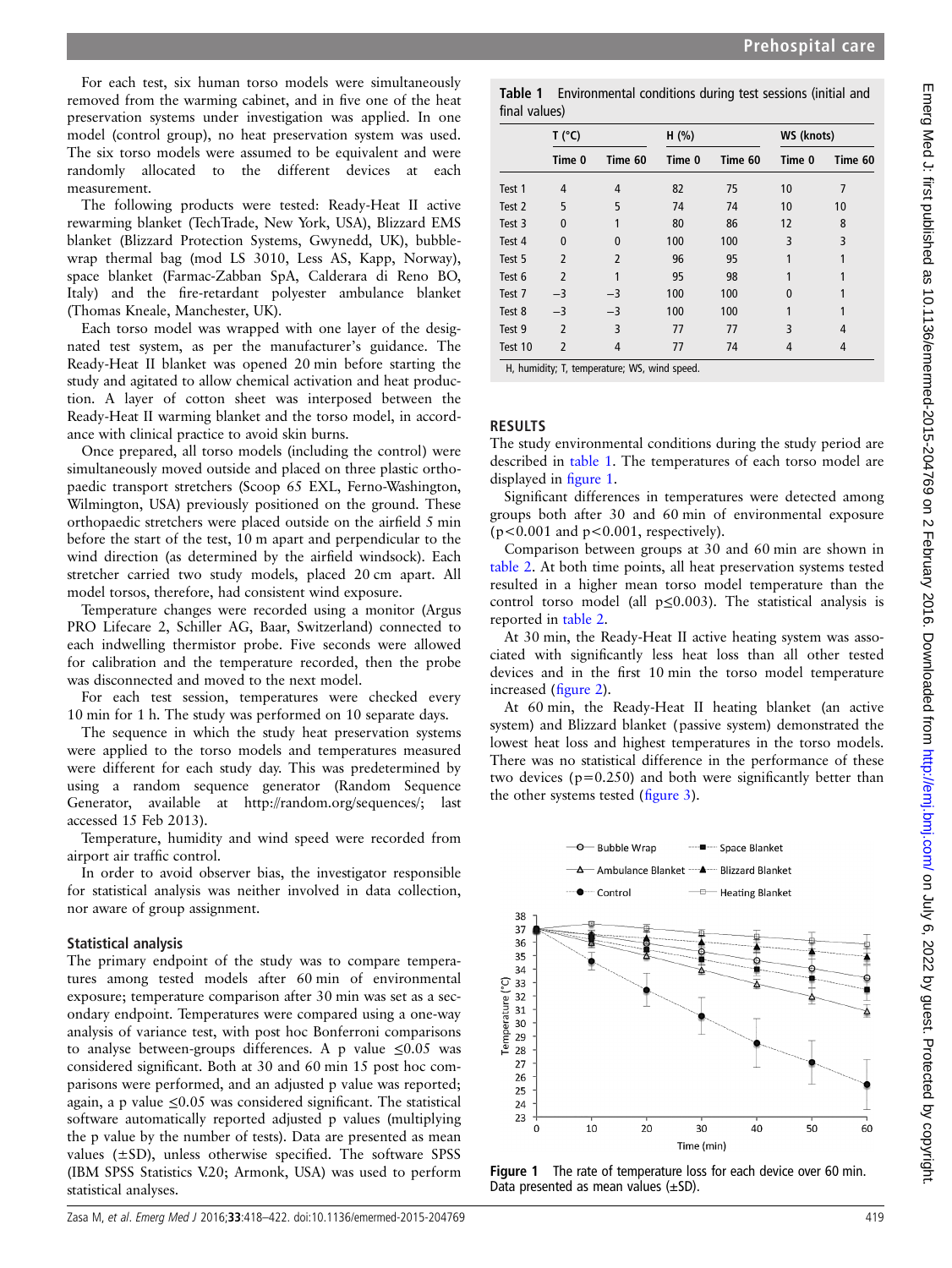For each test, six human torso models were simultaneously removed from the warming cabinet, and in five one of the heat preservation systems under investigation was applied. In one model (control group), no heat preservation system was used. The six torso models were assumed to be equivalent and were randomly allocated to the different devices at each measurement.

The following products were tested: Ready-Heat II active rewarming blanket (TechTrade, New York, USA), Blizzard EMS blanket (Blizzard Protection Systems, Gwynedd, UK), bubble-wrap thermal bag (mod LS 3010, Less AS, Kapp, Norway), space blanket (Farmac-Zabban SpA, Calderara di Reno BO, Italy) and the fire-retardant polyester ambulance blanket (Thomas Kneale, Manchester, UK).

Each torso model was wrapped with one layer of the designated test system, as per the manufacturer's guidance. The Ready-Heat II blanket was opened 20 min before starting the study and agitated to allow chemical activation and heat production. A layer of cotton sheet was interposed between the Ready-Heat II warming blanket and the torso model, in accordance with clinical practice to avoid skin burns.

Once prepared, all torso models (including the control) were simultaneously moved outside and placed on three plastic orthopaedic transport stretchers (Scoop 65 EXL, Ferno-Washington, Wilmington, USA) previously positioned on the ground. These orthopaedic stretchers were placed outside on the airfield 5 min before the start of the test, 10 m apart and perpendicular to the wind direction (as determined by the airfield windsock). Each stretcher carried two study models, placed 20 cm apart. All model torsos, therefore, had consistent wind exposure.

Temperature changes were recorded using a monitor (Argus PRO Lifecare 2, Schiller AG, Baar, Switzerland) connected to each indwelling thermistor probe. Five seconds were allowed for calibration and the temperature recorded, then the probe was disconnected and moved to the next model.

For each test session, temperatures were checked every 10 min for 1 h. The study was performed on 10 separate days.

The sequence in which the study heat preservation systems were applied to the torso models and temperatures measured were different for each study day. This was predetermined by using a random sequence generator (Random Sequence Generator, available at http://random.org/sequences/; last accessed 15 Feb 2013).

Temperature, humidity and wind speed were recorded from airport air traffic control.

In order to avoid observer bias, the investigator responsible for statistical analysis was neither involved in data collection, nor aware of group assignment.

### Statistical analysis

The primary endpoint of the study was to compare temperatures among tested models after 60 min of environmental exposure; temperature comparison after 30 min was set as a secondary endpoint. Temperatures were compared using a one-way analysis of variance test, with post hoc Bonferroni comparisons to analyse between-groups differences. A p value $\leq 0.05$ was considered significant. Both at 30 and 60 min 15 post hoc comparisons were performed, and an adjusted p value was reported; again, a p value $\leq 0.05$ was considered significant. The statistical software automatically reported adjusted p values (multiplying the p value by the number of tests). Data are presented as mean values ($\pm$SD), unless otherwise specified. The software SPSS (IBM SPSS Statistics V.20; Armonk, USA) was used to perform statistical analyses.

**Table 1** Environmental conditions during test sessions (initial and final values)

| | T (°C) | | H (%) | | WS (knots) | |
|---|---|---|---|---|---|---|
| | Time 0 | Time 60 | Time 0 | Time 60 | Time 0 | Time 60 |
| Test 1 | 4 | 4 | 82 | 75 | 10 | 7 |
| Test 2 | 5 | 5 | 74 | 74 | 10 | 10 |
| Test 3 | 0 | 1 | 80 | 86 | 12 | 8 |
| Test 4 | 0 | 0 | 100 | 100 | 3 | 3 |
| Test 5 | 2 | 2 | 96 | 95 | 1 | 1 |
| Test 6 | 2 | 1 | 95 | 98 | 1 | 1 |
| Test 7 | −3 | −3 | 100 | 100 | 0 | 1 |
| Test 8 | −3 | −3 | 100 | 100 | 1 | 1 |
| Test 9 | 2 | 3 | 77 | 77 | 3 | 4 |
| Test 10 | 2 | 4 | 77 | 74 | 4 | 4 |

H, humidity; T, temperature; WS, wind speed.

## RESULTS

The study environmental conditions during the study period are described in table 1. The temperatures of each torso model are displayed in figure 1.

Significant differences in temperatures were detected among groups both after 30 and 60 min of environmental exposure ($p<0.001$ and $p<0.001$, respectively).

Comparison between groups at 30 and 60 min are shown in table 2. At both time points, all heat preservation systems tested resulted in a higher mean torso model temperature than the control torso model (all $p\leq 0.003$). The statistical analysis is reported in table 2.

At 30 min, the Ready-Heat II active heating system was associated with significantly less heat loss than all other tested devices and in the first 10 min the torso model temperature increased (figure 2).

At 60 min, the Ready-Heat II heating blanket (an active system) and Blizzard blanket (passive system) demonstrated the lowest heat loss and highest temperatures in the torso models. There was no statistical difference in the performance of these two devices ($p=0.250$) and both were significantly better than the other systems tested (figure 3).

**Figure 1** The rate of temperature loss for each device over 60 min. Data presented as mean values ($\pm$SD).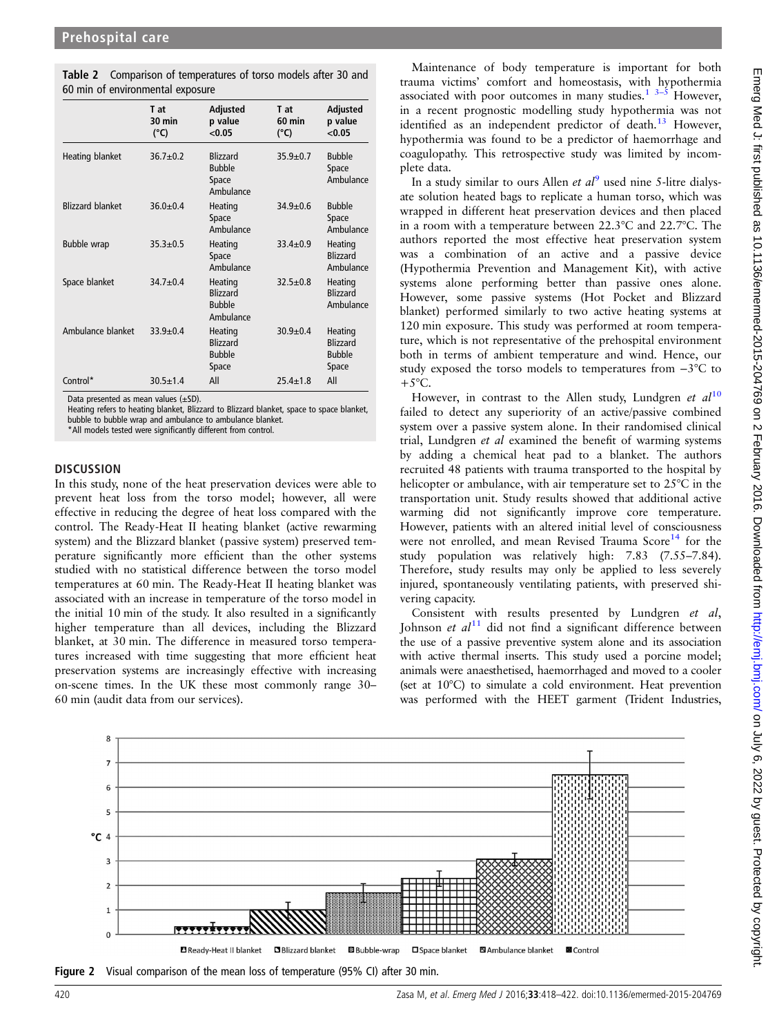**Table 2** Comparison of temperatures of torso models after 30 and 60 min of environmental exposure

| | T at 30 min (°C) | Adjusted p value <0.05 | T at 60 min (°C) | Adjusted p value <0.05 |
|---|---|---|---|---|
| Heating blanket | 36.7±0.2 | Blizzard Bubble Space Ambulance | 35.9±0.7 | Bubble Space Ambulance |
| Blizzard blanket | 36.0±0.4 | Heating Space Ambulance | 34.9±0.6 | Bubble Space Ambulance |
| Bubble wrap | 35.3±0.5 | Heating Space Ambulance | 33.4±0.9 | Heating Blizzard Ambulance |
| Space blanket | 34.7±0.4 | Heating Blizzard Bubble Ambulance | 32.5±0.8 | Heating Blizzard Ambulance |
| Ambulance blanket | 33.9±0.4 | Heating Blizzard Bubble Space | 30.9±0.4 | Heating Blizzard Bubble Space |
| Control* | 30.5±1.4 | All | 25.4±1.8 | All |

Data presented as mean values (±SD).
Heating refers to heating blanket, Blizzard to Blizzard blanket, space to space blanket, bubble to bubble wrap and ambulance to ambulance blanket.
*All models tested were significantly different from control.

## DISCUSSION

In this study, none of the heat preservation devices were able to prevent heat loss from the torso model; however, all were effective in reducing the degree of heat loss compared with the control. The Ready-Heat II heating blanket (active rewarming system) and the Blizzard blanket (passive system) preserved temperature significantly more efficient than the other systems studied with no statistical difference between the torso model temperatures at 60 min. The Ready-Heat II heating blanket was associated with an increase in temperature of the torso model in the initial 10 min of the study. It also resulted in a significantly higher temperature than all devices, including the Blizzard blanket, at 30 min. The difference in measured torso temperatures increased with time suggesting that more efficient heat preservation systems are increasingly effective with increasing on-scene times. In the UK these most commonly range 30–60 min (audit data from our services).

Maintenance of body temperature is important for both trauma victims' comfort and homeostasis, with hypothermia associated with poor outcomes in many studies.[1 3–5] However, in a recent prognostic modelling study hypothermia was not identified as an independent predictor of death.[13] However, hypothermia was found to be a predictor of haemorrhage and coagulopathy. This retrospective study was limited by incomplete data.

In a study similar to ours Allen *et al*[9] used nine 5-litre dialysate solution heated bags to replicate a human torso, which was wrapped in different heat preservation devices and then placed in a room with a temperature between 22.3°C and 22.7°C. The authors reported the most effective heat preservation system was a combination of an active and a passive device (Hypothermia Prevention and Management Kit), with active systems alone performing better than passive ones alone. However, some passive systems (Hot Pocket and Blizzard blanket) performed similarly to two active heating systems at 120 min exposure. This study was performed at room temperature, which is not representative of the prehospital environment both in terms of ambient temperature and wind. Hence, our study exposed the torso models to temperatures from −3°C to +5°C.

However, in contrast to the Allen study, Lundgren *et al*[10] failed to detect any superiority of an active/passive combined system over a passive system alone. In their randomised clinical trial, Lundgren *et al* examined the benefit of warming systems by adding a chemical heat pad to a blanket. The authors recruited 48 patients with trauma transported to the hospital by helicopter or ambulance, with air temperature set to 25°C in the transportation unit. Study results showed that additional active warming did not significantly improve core temperature. However, patients with an altered initial level of consciousness were not enrolled, and mean Revised Trauma Score[14] for the study population was relatively high: 7.83 (7.55–7.84). Therefore, study results may only be applied to less severely injured, spontaneously ventilating patients, with preserved shivering capacity.

Consistent with results presented by Lundgren *et al*, Johnson *et al*[11] did not find a significant difference between the use of a passive preventive system alone and its association with active thermal inserts. This study used a porcine model; animals were anaesthetised, haemorrhaged and moved to a cooler (set at 10°C) to simulate a cold environment. Heat prevention was performed with the HEET garment (Trident Industries,

**Figure 2** Visual comparison of the mean loss of temperature (95% CI) after 30 min.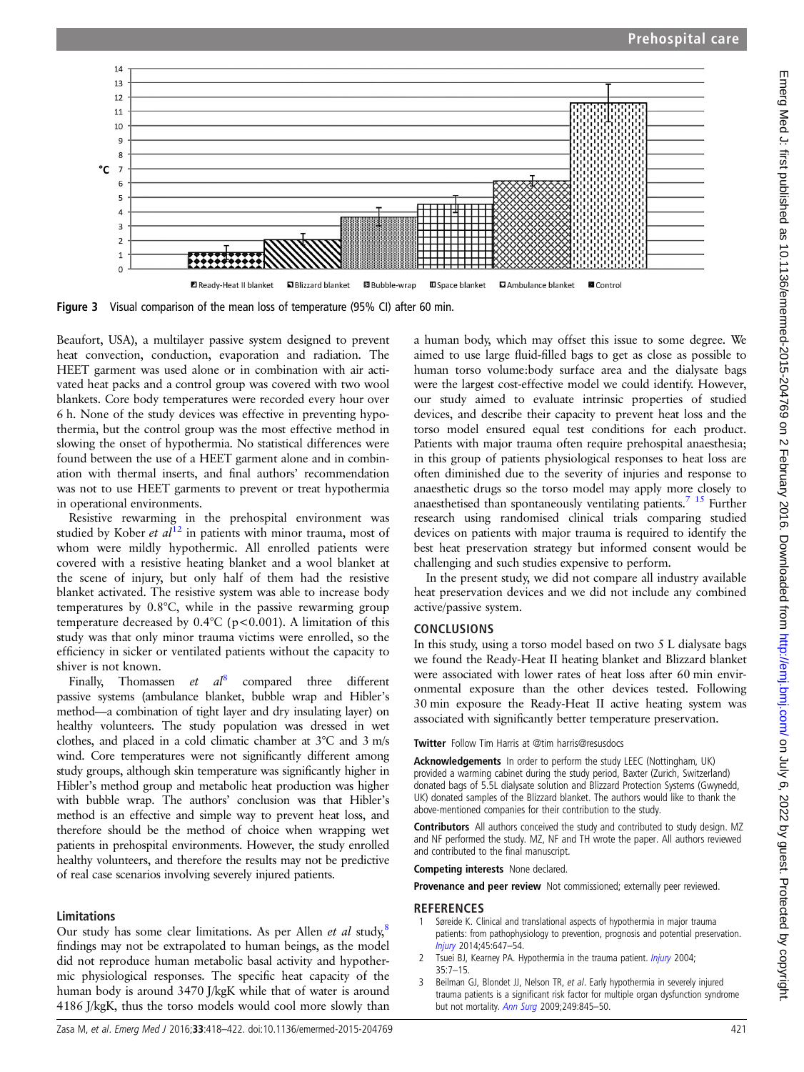Figure 3 Visual comparison of the mean loss of temperature (95% CI) after 60 min.

Beaufort, USA), a multilayer passive system designed to prevent heat convection, conduction, evaporation and radiation. The HEET garment was used alone or in combination with air activated heat packs and a control group was covered with two wool blankets. Core body temperatures were recorded every hour over 6 h. None of the study devices was effective in preventing hypothermia, but the control group was the most effective method in slowing the onset of hypothermia. No statistical differences were found between the use of a HEET garment alone and in combination with thermal inserts, and final authors' recommendation was not to use HEET garments to prevent or treat hypothermia in operational environments.

Resistive rewarming in the prehospital environment was studied by Kober *et al*[12] in patients with minor trauma, most of whom were mildly hypothermic. All enrolled patients were covered with a resistive heating blanket and a wool blanket at the scene of injury, but only half of them had the resistive blanket activated. The resistive system was able to increase body temperatures by 0.8°C, while in the passive rewarming group temperature decreased by 0.4°C ($p<0.001$). A limitation of this study was that only minor trauma victims were enrolled, so the efficiency in sicker or ventilated patients without the capacity to shiver is not known.

Finally, Thomassen *et al*[8] compared three different passive systems (ambulance blanket, bubble wrap and Hibler's method—a combination of tight layer and dry insulating layer) on healthy volunteers. The study population was dressed in wet clothes, and placed in a cold climatic chamber at 3°C and 3 m/s wind. Core temperatures were not significantly different among study groups, although skin temperature was significantly higher in Hibler's method group and metabolic heat production was higher with bubble wrap. The authors' conclusion was that Hibler's method is an effective and simple way to prevent heat loss, and therefore should be the method of choice when wrapping wet patients in prehospital environments. However, the study enrolled healthy volunteers, and therefore the results may not be predictive of real case scenarios involving severely injured patients.

### Limitations

Our study has some clear limitations. As per Allen *et al* study,[8] findings may not be extrapolated to human beings, as the model did not reproduce human metabolic basal activity and hypothermic physiological responses. The specific heat capacity of the human body is around 3470 J/kgK while that of water is around 4186 J/kgK, thus the torso models would cool more slowly than a human body, which may offset this issue to some degree. We aimed to use large fluid-filled bags to get as close as possible to human torso volume:body surface area and the dialysate bags were the largest cost-effective model we could identify. However, our study aimed to evaluate intrinsic properties of studied devices, and describe their capacity to prevent heat loss and the torso model ensured equal test conditions for each product. Patients with major trauma often require prehospital anaesthesia; in this group of patients physiological responses to heat loss are often diminished due to the severity of injuries and response to anaesthetic drugs so the torso model may apply more closely to anaesthetised than spontaneously ventilating patients.[7,15] Further research using randomised clinical trials comparing studied devices on patients with major trauma is required to identify the best heat preservation strategy but informed consent would be challenging and such studies expensive to perform.

In the present study, we did not compare all industry available heat preservation devices and we did not include any combined active/passive system.

## CONCLUSIONS

In this study, using a torso model based on two 5 L dialysate bags we found the Ready-Heat II heating blanket and Blizzard blanket were associated with lower rates of heat loss after 60 min environmental exposure than the other devices tested. Following 30 min exposure the Ready-Heat II active heating system was associated with significantly better temperature preservation.

**Twitter** Follow Tim Harris at @tim harris@resusdocs

**Acknowledgements** In order to perform the study LEEC (Nottingham, UK) provided a warming cabinet during the study period, Baxter (Zurich, Switzerland) donated bags of 5.5L dialysate solution and Blizzard Protection Systems (Gwynedd, UK) donated samples of the Blizzard blanket. The authors would like to thank the above-mentioned companies for their contribution to the study.

**Contributors** All authors conceived the study and contributed to study design. MZ and NF performed the study. MZ, NF and TH wrote the paper. All authors reviewed and contributed to the final manuscript.

**Competing interests** None declared.

**Provenance and peer review** Not commissioned; externally peer reviewed.

## REFERENCES

1. Søreide K. Clinical and translational aspects of hypothermia in major trauma patients: from pathophysiology to prevention, prognosis and potential preservation. *Injury* 2014;45:647–54.
2. Tsuei BJ, Kearney PA. Hypothermia in the trauma patient. *Injury* 2004; 35:7–15.
3. Beilman GJ, Blondet JJ, Nelson TR, *et al*. Early hypothermia in severely injured trauma patients is a significant risk factor for multiple organ dysfunction syndrome but not mortality. *Ann Surg* 2009;249:845–50.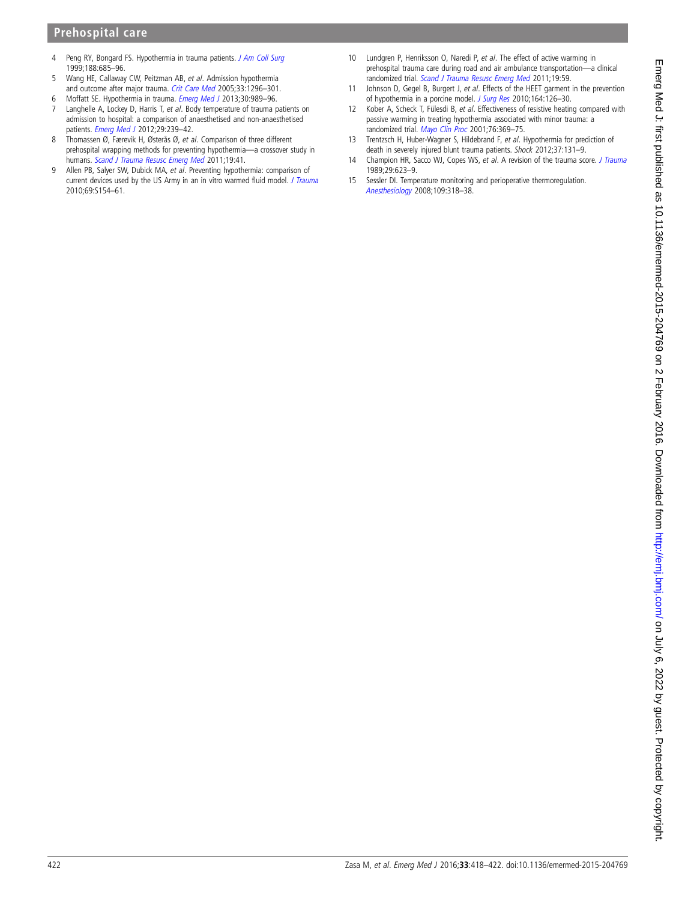4. Peng RY, Bongard FS. Hypothermia in trauma patients. *J Am Coll Surg* 1999;188:685–96.
5. Wang HE, Callaway CW, Peitzman AB, *et al*. Admission hypothermia and outcome after major trauma. *Crit Care Med* 2005;33:1296–301.
6. Moffatt SE. Hypothermia in trauma. *Emerg Med J* 2013;30:989–96.
7. Langhelle A, Lockey D, Harris T, *et al*. Body temperature of trauma patients on admission to hospital: a comparison of anaesthetised and non-anaesthetised patients. *Emerg Med J* 2012;29:239–42.
8. Thomassen Ø, Færevik H, Østerås Ø, *et al*. Comparison of three different prehospital wrapping methods for preventing hypothermia—a crossover study in humans. *Scand J Trauma Resusc Emerg Med* 2011;19:41.
9. Allen PB, Salyer SW, Dubick MA, *et al*. Preventing hypothermia: comparison of current devices used by the US Army in an in vitro warmed fluid model. *J Trauma* 2010;69:S154–61.
10. Lundgren P, Henriksson O, Naredi P, *et al*. The effect of active warming in prehospital trauma care during road and air ambulance transportation—a clinical randomized trial. *Scand J Trauma Resusc Emerg Med* 2011;19:59.
11. Johnson D, Gegel B, Burgert J, *et al*. Effects of the HEET garment in the prevention of hypothermia in a porcine model. *J Surg Res* 2010;164:126–30.
12. Kober A, Scheck T, Fülesdi B, *et al*. Effectiveness of resistive heating compared with passive warming in treating hypothermia associated with minor trauma: a randomized trial. *Mayo Clin Proc* 2001;76:369–75.
13. Trentzsch H, Huber-Wagner S, Hildebrand F, *et al*. Hypothermia for prediction of death in severely injured blunt trauma patients. *Shock* 2012;37:131–9.
14. Champion HR, Sacco WJ, Copes WS, *et al*. A revision of the trauma score. *J Trauma* 1989;29:623–9.
15. Sessler DI. Temperature monitoring and perioperative thermoregulation. *Anesthesiology* 2008;109:318–38.